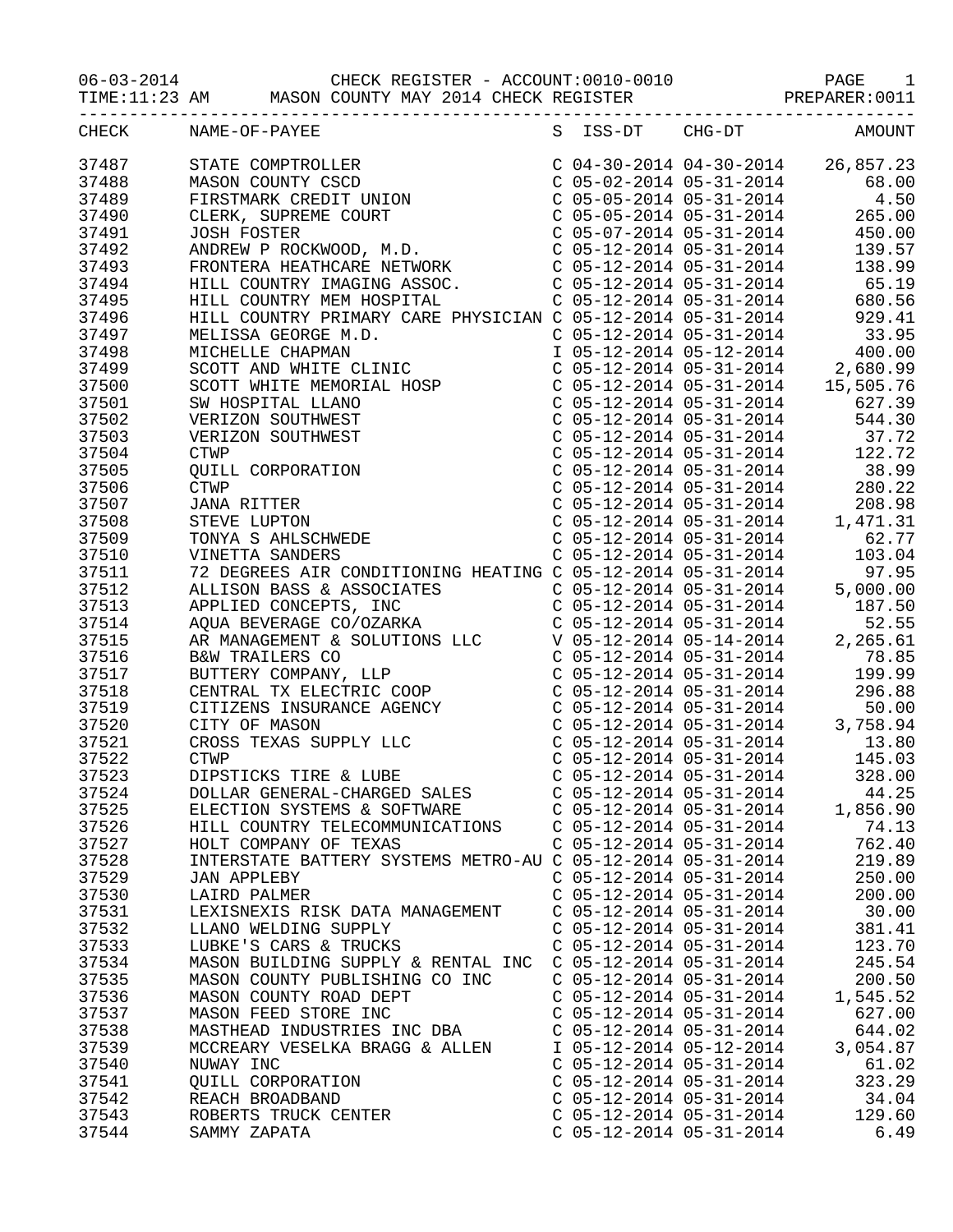06-03-2014 CHECK REGISTER - ACCOUNT:0010-0010 PAGE 1

TIME:11:23 AM MASON COUNTY MAY 2014 CHECK REGISTER PREPARER:0011

| CHECK | NAME-OF-PAYEE | S | ISS-DT | CHG-DT | AMOUNT |
|---|---|---|---|---|---|
| 37487 | STATE COMPTROLLER | C | 04-30-2014 | 04-30-2014 | 26,857.23 |
| 37488 | MASON COUNTY CSCD | C | 05-02-2014 | 05-31-2014 | 68.00 |
| 37489 | FIRSTMARK CREDIT UNION | C | 05-05-2014 | 05-31-2014 | 4.50 |
| 37490 | CLERK, SUPREME COURT | C | 05-05-2014 | 05-31-2014 | 265.00 |
| 37491 | JOSH FOSTER | C | 05-07-2014 | 05-31-2014 | 450.00 |
| 37492 | ANDREW P ROCKWOOD, M.D. | C | 05-12-2014 | 05-31-2014 | 139.57 |
| 37493 | FRONTERA HEATHCARE NETWORK | C | 05-12-2014 | 05-31-2014 | 138.99 |
| 37494 | HILL COUNTRY IMAGING ASSOC. | C | 05-12-2014 | 05-31-2014 | 65.19 |
| 37495 | HILL COUNTRY MEM HOSPITAL | C | 05-12-2014 | 05-31-2014 | 680.56 |
| 37496 | HILL COUNTRY PRIMARY CARE PHYSICIAN | C | 05-12-2014 | 05-31-2014 | 929.41 |
| 37497 | MELISSA GEORGE M.D. | C | 05-12-2014 | 05-31-2014 | 33.95 |
| 37498 | MICHELLE CHAPMAN | I | 05-12-2014 | 05-12-2014 | 400.00 |
| 37499 | SCOTT AND WHITE CLINIC | C | 05-12-2014 | 05-31-2014 | 2,680.99 |
| 37500 | SCOTT WHITE MEMORIAL HOSP | C | 05-12-2014 | 05-31-2014 | 15,505.76 |
| 37501 | SW HOSPITAL LLANO | C | 05-12-2014 | 05-31-2014 | 627.39 |
| 37502 | VERIZON SOUTHWEST | C | 05-12-2014 | 05-31-2014 | 544.30 |
| 37503 | VERIZON SOUTHWEST | C | 05-12-2014 | 05-31-2014 | 37.72 |
| 37504 | CTWP | C | 05-12-2014 | 05-31-2014 | 122.72 |
| 37505 | QUILL CORPORATION | C | 05-12-2014 | 05-31-2014 | 38.99 |
| 37506 | CTWP | C | 05-12-2014 | 05-31-2014 | 280.22 |
| 37507 | JANA RITTER | C | 05-12-2014 | 05-31-2014 | 208.98 |
| 37508 | STEVE LUPTON | C | 05-12-2014 | 05-31-2014 | 1,471.31 |
| 37509 | TONYA S AHLSCHWEDE | C | 05-12-2014 | 05-31-2014 | 62.77 |
| 37510 | VINETTA SANDERS | C | 05-12-2014 | 05-31-2014 | 103.04 |
| 37511 | 72 DEGREES AIR CONDITIONING HEATING | C | 05-12-2014 | 05-31-2014 | 97.95 |
| 37512 | ALLISON BASS & ASSOCIATES | C | 05-12-2014 | 05-31-2014 | 5,000.00 |
| 37513 | APPLIED CONCEPTS, INC | C | 05-12-2014 | 05-31-2014 | 187.50 |
| 37514 | AQUA BEVERAGE CO/OZARKA | C | 05-12-2014 | 05-31-2014 | 52.55 |
| 37515 | AR MANAGEMENT & SOLUTIONS LLC | V | 05-12-2014 | 05-14-2014 | 2,265.61 |
| 37516 | B&W TRAILERS CO | C | 05-12-2014 | 05-31-2014 | 78.85 |
| 37517 | BUTTERY COMPANY, LLP | C | 05-12-2014 | 05-31-2014 | 199.99 |
| 37518 | CENTRAL TX ELECTRIC COOP | C | 05-12-2014 | 05-31-2014 | 296.88 |
| 37519 | CITIZENS INSURANCE AGENCY | C | 05-12-2014 | 05-31-2014 | 50.00 |
| 37520 | CITY OF MASON | C | 05-12-2014 | 05-31-2014 | 3,758.94 |
| 37521 | CROSS TEXAS SUPPLY LLC | C | 05-12-2014 | 05-31-2014 | 13.80 |
| 37522 | CTWP | C | 05-12-2014 | 05-31-2014 | 145.03 |
| 37523 | DIPSTICKS TIRE & LUBE | C | 05-12-2014 | 05-31-2014 | 328.00 |
| 37524 | DOLLAR GENERAL-CHARGED SALES | C | 05-12-2014 | 05-31-2014 | 44.25 |
| 37525 | ELECTION SYSTEMS & SOFTWARE | C | 05-12-2014 | 05-31-2014 | 1,856.90 |
| 37526 | HILL COUNTRY TELECOMMUNICATIONS | C | 05-12-2014 | 05-31-2014 | 74.13 |
| 37527 | HOLT COMPANY OF TEXAS | C | 05-12-2014 | 05-31-2014 | 762.40 |
| 37528 | INTERSTATE BATTERY SYSTEMS METRO-AU | C | 05-12-2014 | 05-31-2014 | 219.89 |
| 37529 | JAN APPLEBY | C | 05-12-2014 | 05-31-2014 | 250.00 |
| 37530 | LAIRD PALMER | C | 05-12-2014 | 05-31-2014 | 200.00 |
| 37531 | LEXISNEXIS RISK DATA MANAGEMENT | C | 05-12-2014 | 05-31-2014 | 30.00 |
| 37532 | LLANO WELDING SUPPLY | C | 05-12-2014 | 05-31-2014 | 381.41 |
| 37533 | LUBKE'S CARS & TRUCKS | C | 05-12-2014 | 05-31-2014 | 123.70 |
| 37534 | MASON BUILDING SUPPLY & RENTAL INC | C | 05-12-2014 | 05-31-2014 | 245.54 |
| 37535 | MASON COUNTY PUBLISHING CO INC | C | 05-12-2014 | 05-31-2014 | 200.50 |
| 37536 | MASON COUNTY ROAD DEPT | C | 05-12-2014 | 05-31-2014 | 1,545.52 |
| 37537 | MASON FEED STORE INC | C | 05-12-2014 | 05-31-2014 | 627.00 |
| 37538 | MASTHEAD INDUSTRIES INC DBA | C | 05-12-2014 | 05-31-2014 | 644.02 |
| 37539 | MCCREARY VESELKA BRAGG & ALLEN | I | 05-12-2014 | 05-12-2014 | 3,054.87 |
| 37540 | NUWAY INC | C | 05-12-2014 | 05-31-2014 | 61.02 |
| 37541 | QUILL CORPORATION | C | 05-12-2014 | 05-31-2014 | 323.29 |
| 37542 | REACH BROADBAND | C | 05-12-2014 | 05-31-2014 | 34.04 |
| 37543 | ROBERTS TRUCK CENTER | C | 05-12-2014 | 05-31-2014 | 129.60 |
| 37544 | SAMMY ZAPATA | C | 05-12-2014 | 05-31-2014 | 6.49 |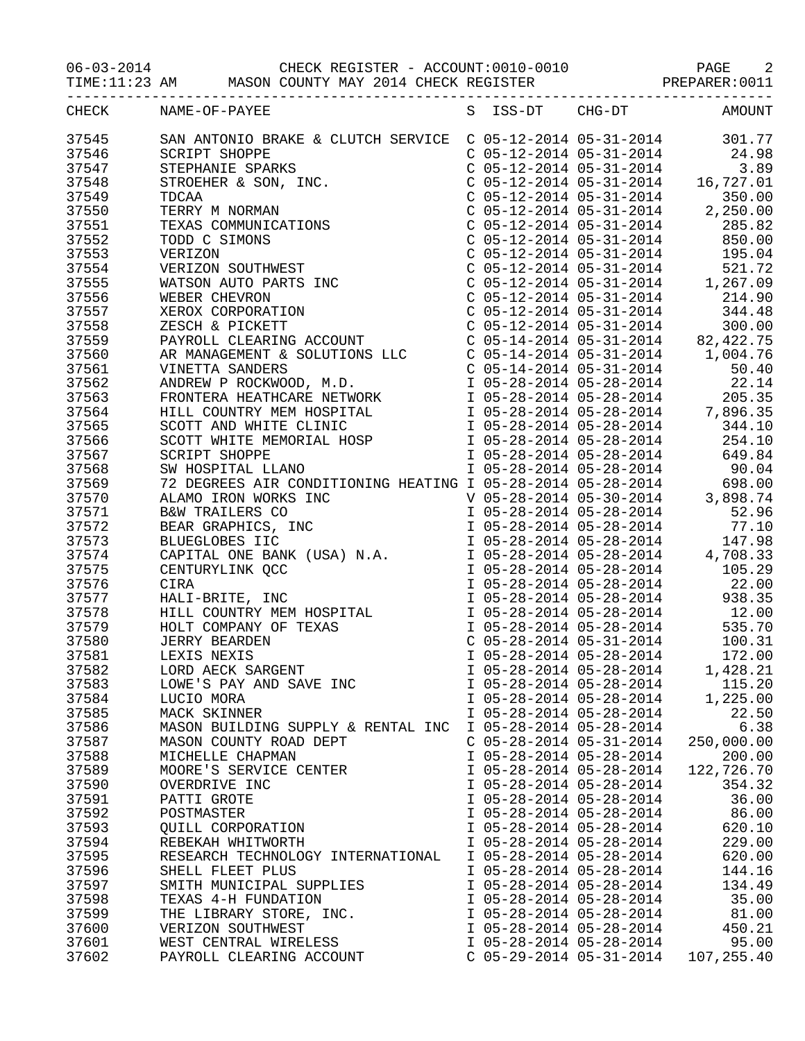CHECK REGISTER - ACCOUNT:0010-0010

MASON COUNTY MAY 2014 CHECK REGISTER

06-03-2014 TIME:11:23 AM PREPARER:0011

| CHECK | NAME-OF-PAYEE | S | ISS-DT | CHG-DT | AMOUNT |
|---|---|---|---|---|---|
| 37545 | SAN ANTONIO BRAKE & CLUTCH SERVICE | C | 05-12-2014 | 05-31-2014 | 301.77 |
| 37546 | SCRIPT SHOPPE | C | 05-12-2014 | 05-31-2014 | 24.98 |
| 37547 | STEPHANIE SPARKS | C | 05-12-2014 | 05-31-2014 | 3.89 |
| 37548 | STROEHER & SON, INC. | C | 05-12-2014 | 05-31-2014 | 16,727.01 |
| 37549 | TDCAA | C | 05-12-2014 | 05-31-2014 | 350.00 |
| 37550 | TERRY M NORMAN | C | 05-12-2014 | 05-31-2014 | 2,250.00 |
| 37551 | TEXAS COMMUNICATIONS | C | 05-12-2014 | 05-31-2014 | 285.82 |
| 37552 | TODD C SIMONS | C | 05-12-2014 | 05-31-2014 | 850.00 |
| 37553 | VERIZON | C | 05-12-2014 | 05-31-2014 | 195.04 |
| 37554 | VERIZON SOUTHWEST | C | 05-12-2014 | 05-31-2014 | 521.72 |
| 37555 | WATSON AUTO PARTS INC | C | 05-12-2014 | 05-31-2014 | 1,267.09 |
| 37556 | WEBER CHEVRON | C | 05-12-2014 | 05-31-2014 | 214.90 |
| 37557 | XEROX CORPORATION | C | 05-12-2014 | 05-31-2014 | 344.48 |
| 37558 | ZESCH & PICKETT | C | 05-12-2014 | 05-31-2014 | 300.00 |
| 37559 | PAYROLL CLEARING ACCOUNT | C | 05-14-2014 | 05-31-2014 | 82,422.75 |
| 37560 | AR MANAGEMENT & SOLUTIONS LLC | C | 05-14-2014 | 05-31-2014 | 1,004.76 |
| 37561 | VINETTA SANDERS | C | 05-14-2014 | 05-31-2014 | 50.40 |
| 37562 | ANDREW P ROCKWOOD, M.D. | I | 05-28-2014 | 05-28-2014 | 22.14 |
| 37563 | FRONTERA HEATHCARE NETWORK | I | 05-28-2014 | 05-28-2014 | 205.35 |
| 37564 | HILL COUNTRY MEM HOSPITAL | I | 05-28-2014 | 05-28-2014 | 7,896.35 |
| 37565 | SCOTT AND WHITE CLINIC | I | 05-28-2014 | 05-28-2014 | 344.10 |
| 37566 | SCOTT WHITE MEMORIAL HOSP | I | 05-28-2014 | 05-28-2014 | 254.10 |
| 37567 | SCRIPT SHOPPE | I | 05-28-2014 | 05-28-2014 | 649.84 |
| 37568 | SW HOSPITAL LLANO | I | 05-28-2014 | 05-28-2014 | 90.04 |
| 37569 | 72 DEGREES AIR CONDITIONING HEATING | I | 05-28-2014 | 05-28-2014 | 698.00 |
| 37570 | ALAMO IRON WORKS INC | V | 05-28-2014 | 05-30-2014 | 3,898.74 |
| 37571 | B&W TRAILERS CO | I | 05-28-2014 | 05-28-2014 | 52.96 |
| 37572 | BEAR GRAPHICS, INC | I | 05-28-2014 | 05-28-2014 | 77.10 |
| 37573 | BLUEGLOBES IIC | I | 05-28-2014 | 05-28-2014 | 147.98 |
| 37574 | CAPITAL ONE BANK (USA) N.A. | I | 05-28-2014 | 05-28-2014 | 4,708.33 |
| 37575 | CENTURYLINK QCC | I | 05-28-2014 | 05-28-2014 | 105.29 |
| 37576 | CIRA | I | 05-28-2014 | 05-28-2014 | 22.00 |
| 37577 | HALI-BRITE, INC | I | 05-28-2014 | 05-28-2014 | 938.35 |
| 37578 | HILL COUNTRY MEM HOSPITAL | I | 05-28-2014 | 05-28-2014 | 12.00 |
| 37579 | HOLT COMPANY OF TEXAS | I | 05-28-2014 | 05-28-2014 | 535.70 |
| 37580 | JERRY BEARDEN | C | 05-28-2014 | 05-31-2014 | 100.31 |
| 37581 | LEXIS NEXIS | I | 05-28-2014 | 05-28-2014 | 172.00 |
| 37582 | LORD AECK SARGENT | I | 05-28-2014 | 05-28-2014 | 1,428.21 |
| 37583 | LOWE'S PAY AND SAVE INC | I | 05-28-2014 | 05-28-2014 | 115.20 |
| 37584 | LUCIO MORA | I | 05-28-2014 | 05-28-2014 | 1,225.00 |
| 37585 | MACK SKINNER | I | 05-28-2014 | 05-28-2014 | 22.50 |
| 37586 | MASON BUILDING SUPPLY & RENTAL INC | I | 05-28-2014 | 05-28-2014 | 6.38 |
| 37587 | MASON COUNTY ROAD DEPT | C | 05-28-2014 | 05-31-2014 | 250,000.00 |
| 37588 | MICHELLE CHAPMAN | I | 05-28-2014 | 05-28-2014 | 200.00 |
| 37589 | MOORE'S SERVICE CENTER | I | 05-28-2014 | 05-28-2014 | 122,726.70 |
| 37590 | OVERDRIVE INC | I | 05-28-2014 | 05-28-2014 | 354.32 |
| 37591 | PATTI GROTE | I | 05-28-2014 | 05-28-2014 | 36.00 |
| 37592 | POSTMASTER | I | 05-28-2014 | 05-28-2014 | 86.00 |
| 37593 | QUILL CORPORATION | I | 05-28-2014 | 05-28-2014 | 620.10 |
| 37594 | REBEKAH WHITWORTH | I | 05-28-2014 | 05-28-2014 | 229.00 |
| 37595 | RESEARCH TECHNOLOGY INTERNATIONAL | I | 05-28-2014 | 05-28-2014 | 620.00 |
| 37596 | SHELL FLEET PLUS | I | 05-28-2014 | 05-28-2014 | 144.16 |
| 37597 | SMITH MUNICIPAL SUPPLIES | I | 05-28-2014 | 05-28-2014 | 134.49 |
| 37598 | TEXAS 4-H FUNDATION | I | 05-28-2014 | 05-28-2014 | 35.00 |
| 37599 | THE LIBRARY STORE, INC. | I | 05-28-2014 | 05-28-2014 | 81.00 |
| 37600 | VERIZON SOUTHWEST | I | 05-28-2014 | 05-28-2014 | 450.21 |
| 37601 | WEST CENTRAL WIRELESS | I | 05-28-2014 | 05-28-2014 | 95.00 |
| 37602 | PAYROLL CLEARING ACCOUNT | C | 05-29-2014 | 05-31-2014 | 107,255.40 |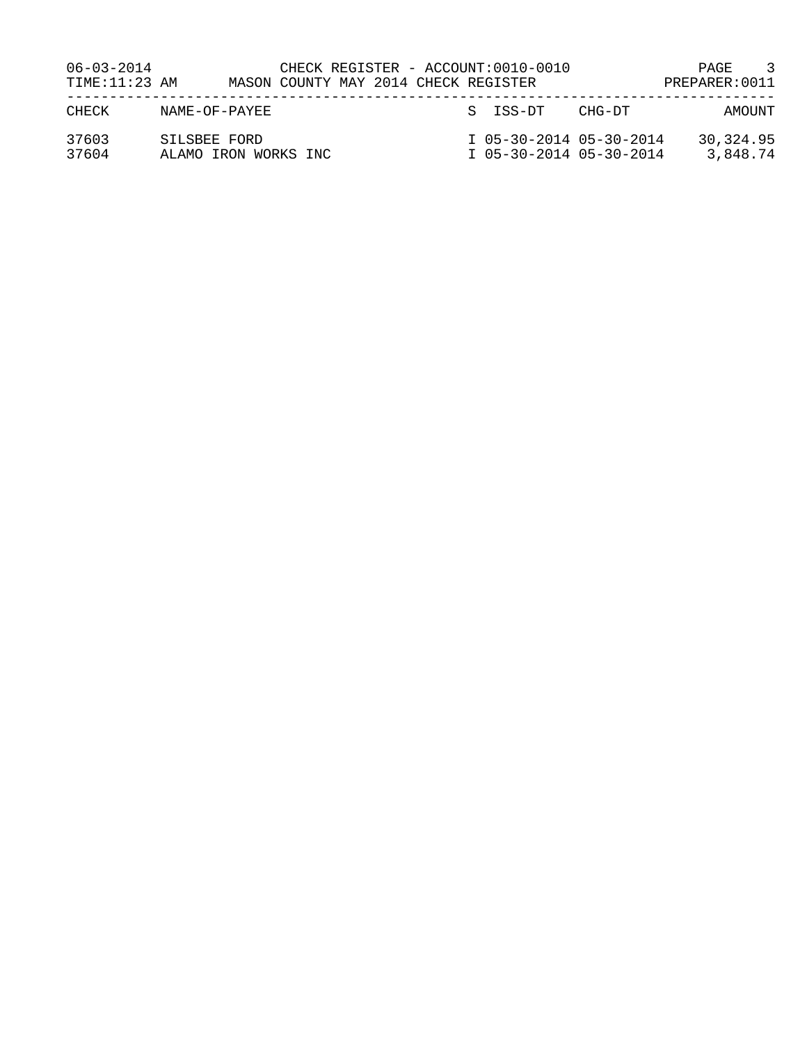06-03-2014 CHECK REGISTER - ACCOUNT:0010-0010
TIME:11:23 AM MASON COUNTY MAY 2014 CHECK REGISTER PREPARER:0011

| CHECK | NAME-OF-PAYEE | S | ISS-DT | CHG-DT | AMOUNT |
|---|---|---|---|---|---|
| 37603 | SILSBEE FORD | I | 05-30-2014 | 05-30-2014 | 30,324.95 |
| 37604 | ALAMO IRON WORKS INC | I | 05-30-2014 | 05-30-2014 | 3,848.74 |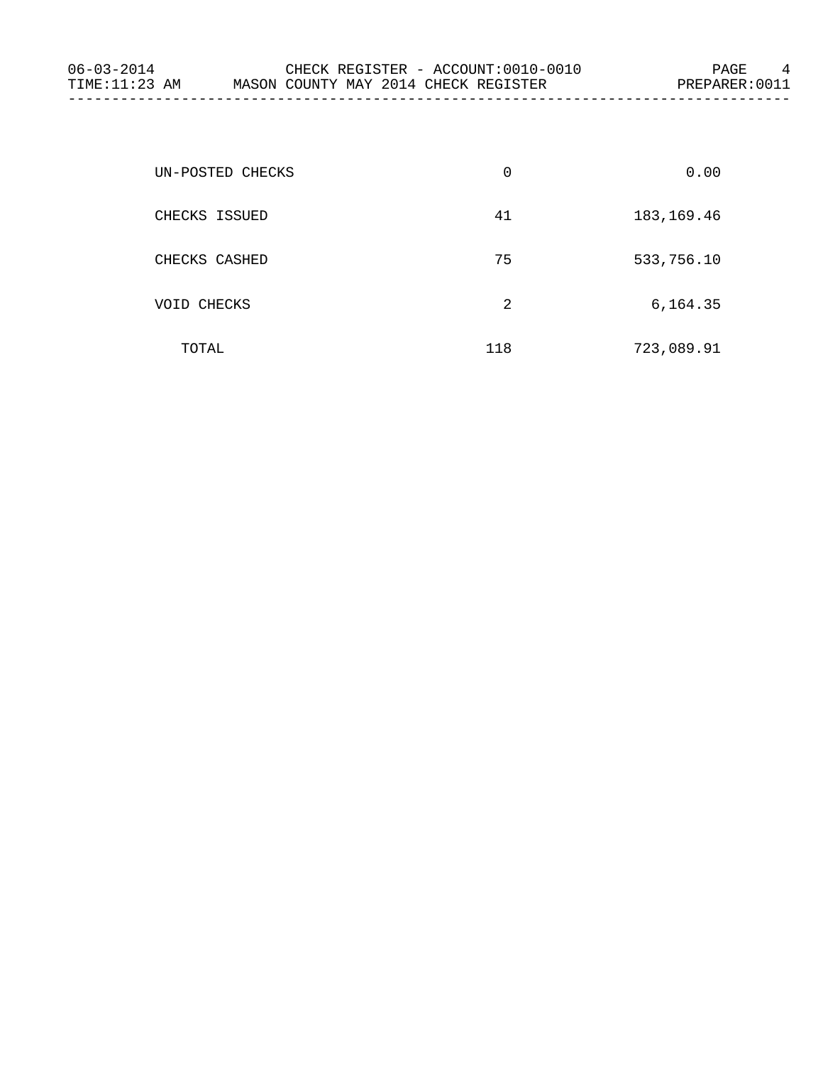06-03-2014 CHECK REGISTER - ACCOUNT:0010-0010 PAGE 4
TIME:11:23 AM MASON COUNTY MAY 2014 CHECK REGISTER PREPARER:0011

| | | |
|---|---|---|
| UN-POSTED CHECKS | 0 | 0.00 |
| CHECKS ISSUED | 41 | 183,169.46 |
| CHECKS CASHED | 75 | 533,756.10 |
| VOID CHECKS | 2 | 6,164.35 |
| TOTAL | 118 | 723,089.91 |